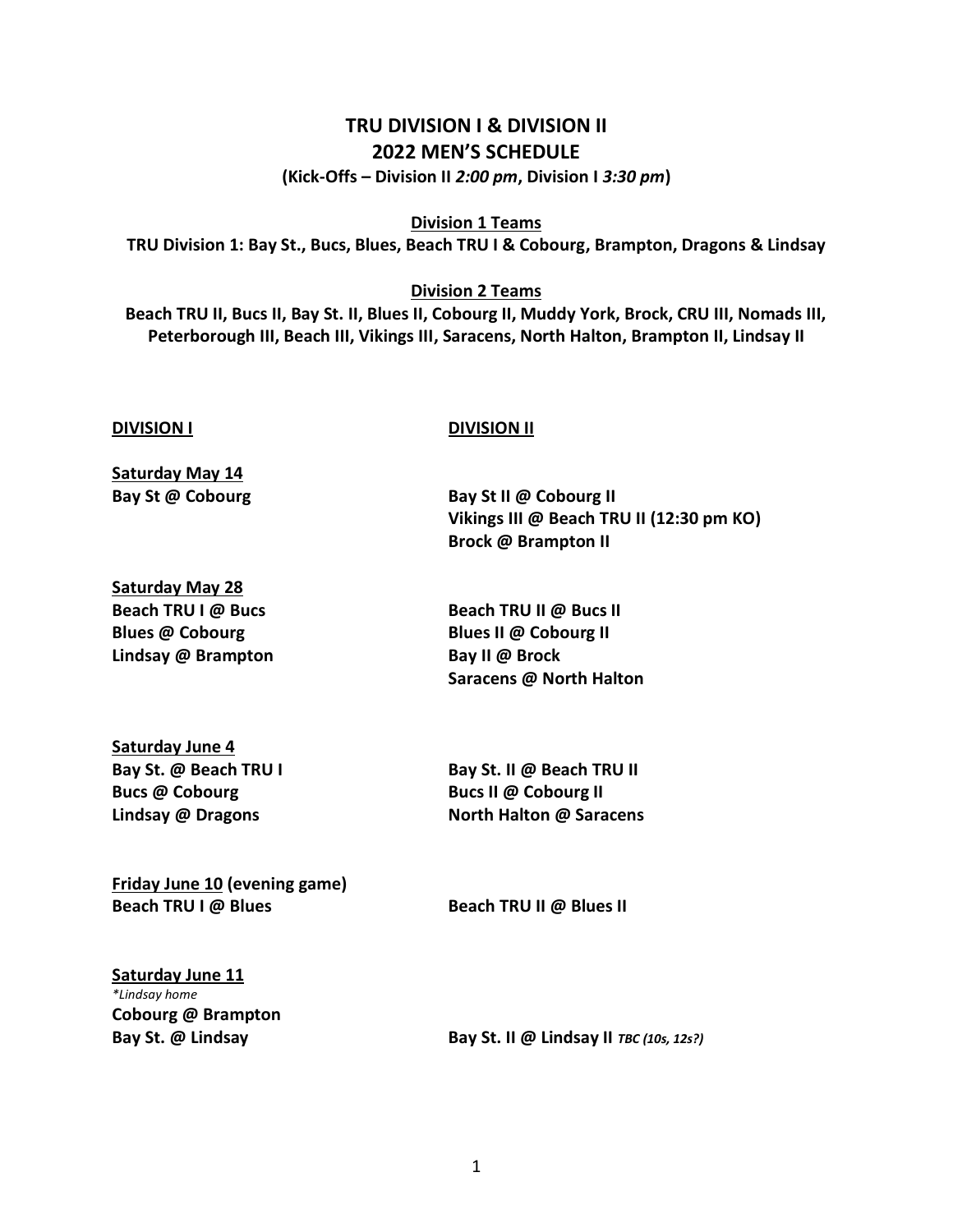# TRU DIVISION I & DIVISION II
## 2022 MEN'S SCHEDULE

**(Kick-Offs – Division II *2:00 pm*, Division I *3:30 pm*)**

**Division 1 Teams**

**TRU Division 1: Bay St., Bucs, Blues, Beach TRU I & Cobourg, Brampton, Dragons & Lindsay**

**Division 2 Teams**

**Beach TRU II, Bucs II, Bay St. II, Blues II, Cobourg II, Muddy York, Brock, CRU III, Nomads III, Peterborough III, Beach III, Vikings III, Saracens, North Halton, Brampton II, Lindsay II**

| **DIVISION I** | **DIVISION II** |
| --- | --- |
| **Saturday May 14** | |
| **Bay St @ Cobourg** | **Bay St II @ Cobourg II** |
| | **Vikings III @ Beach TRU II (12:30 pm KO)** |
| | **Brock @ Brampton II** |
| **Saturday May 28** | |
| **Beach TRU I @ Bucs** | **Beach TRU II @ Bucs II** |
| **Blues @ Cobourg** | **Blues II @ Cobourg II** |
| **Lindsay @ Brampton** | **Bay II @ Brock** |
| | **Saracens @ North Halton** |
| **Saturday June 4** | |
| **Bay St. @ Beach TRU I** | **Bay St. II @ Beach TRU II** |
| **Bucs @ Cobourg** | **Bucs II @ Cobourg II** |
| **Lindsay @ Dragons** | **North Halton @ Saracens** |
| **Friday June 10 (evening game)** | |
| **Beach TRU I @ Blues** | **Beach TRU II @ Blues II** |
| **Saturday June 11** | |
| *\*Lindsay home* | |
| **Cobourg @ Brampton** | |
| **Bay St. @ Lindsay** | **Bay St. II @ Lindsay II** ***TBC (10s, 12s?)*** |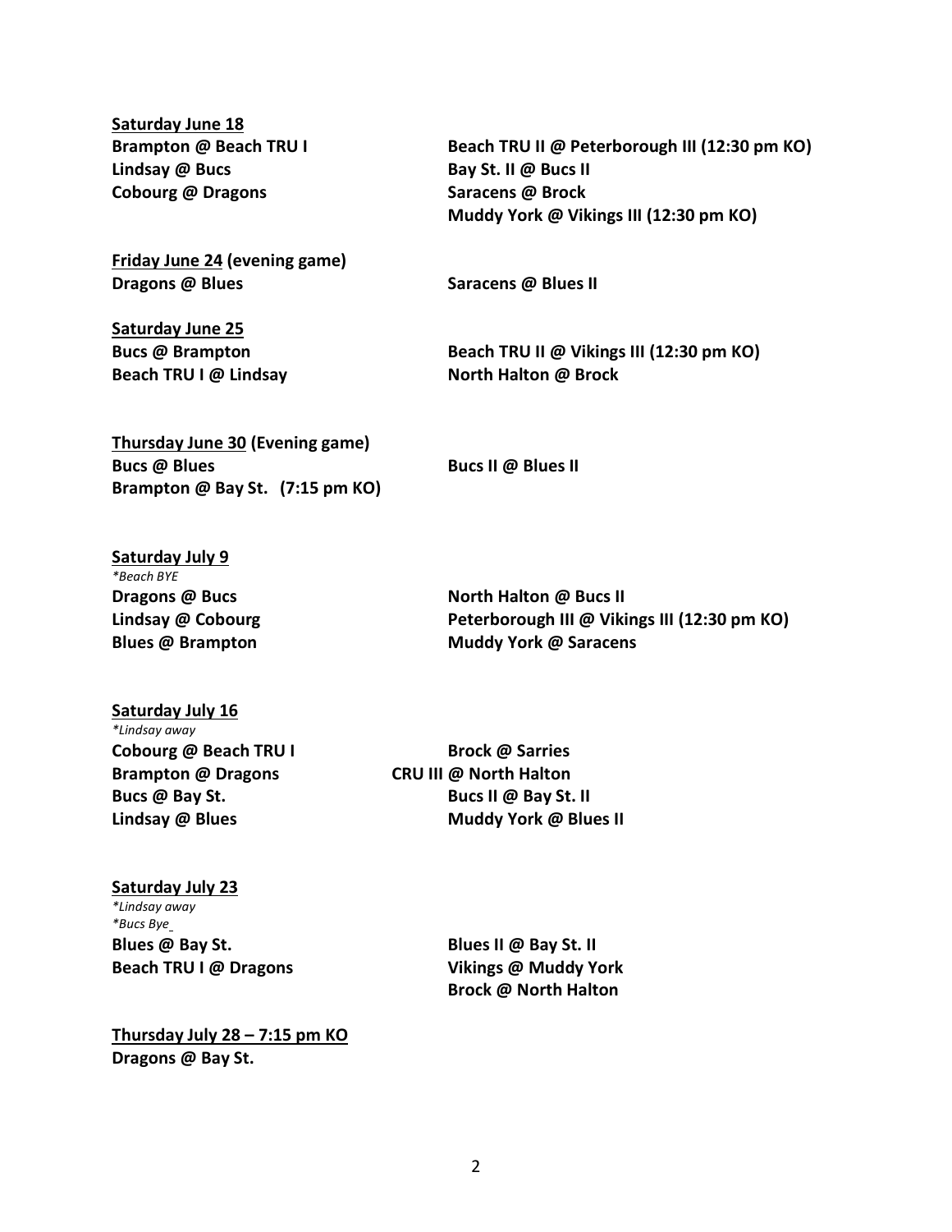**<u>Saturday June 18</u>**

**Brampton @ Beach TRU I**
**Lindsay @ Bucs**
**Cobourg @ Dragons**

**Beach TRU II @ Peterborough III (12:30 pm KO)**
**Bay St. II @ Bucs II**
**Saracens @ Brock**
**Muddy York @ Vikings III (12:30 pm KO)**

**<u>Friday June 24</u> (evening game)**

**Dragons @ Blues**

**Saracens @ Blues II**

**<u>Saturday June 25</u>**

**Bucs @ Brampton**
**Beach TRU I @ Lindsay**

**Beach TRU II @ Vikings III (12:30 pm KO)**
**North Halton @ Brock**

**<u>Thursday June 30</u> (Evening game)**

**Bucs @ Blues**
**Brampton @ Bay St. (7:15 pm KO)**

**Bucs II @ Blues II**

**<u>Saturday July 9</u>**

*\*Beach BYE*

**Dragons @ Bucs**
**Lindsay @ Cobourg**
**Blues @ Brampton**

**North Halton @ Bucs II**
**Peterborough III @ Vikings III (12:30 pm KO)**
**Muddy York @ Saracens**

**<u>Saturday July 16</u>**

*\*Lindsay away*

**Cobourg @ Beach TRU I**
**Brampton @ Dragons**
**Bucs @ Bay St.**
**Lindsay @ Blues**

**Brock @ Sarries**
**CRU III @ North Halton**
**Bucs II @ Bay St. II**
**Muddy York @ Blues II**

**<u>Saturday July 23</u>**

*\*Lindsay away*
*\*Bucs Bye*

**Blues @ Bay St.**
**Beach TRU I @ Dragons**

**Blues II @ Bay St. II**
**Vikings @ Muddy York**
**Brock @ North Halton**

**<u>Thursday July 28 – 7:15 pm KO</u>**

**Dragons @ Bay St.**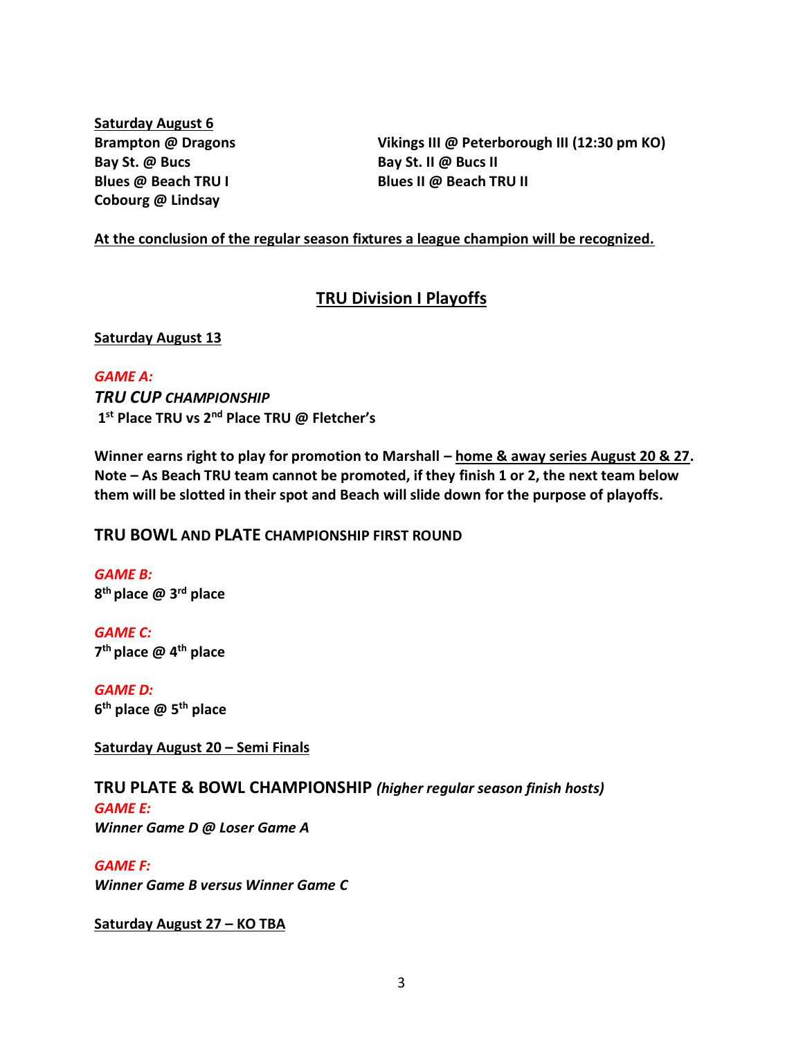**Saturday August 6**

**Brampton @ Dragons**
**Bay St. @ Bucs**
**Blues @ Beach TRU I**
**Cobourg @ Lindsay**

**Vikings III @ Peterborough III (12:30 pm KO)**
**Bay St. II @ Bucs II**
**Blues II @ Beach TRU II**

**At the conclusion of the regular season fixtures a league champion will be recognized.**

## TRU Division I Playoffs

**Saturday August 13**

***GAME A:***
***TRU CUP CHAMPIONSHIP***
**1st Place TRU vs 2nd Place TRU @ Fletcher's**

**Winner earns right to play for promotion to Marshall – home & away series August 20 & 27. Note – As Beach TRU team cannot be promoted, if they finish 1 or 2, the next team below them will be slotted in their spot and Beach will slide down for the purpose of playoffs.**

### TRU BOWL AND PLATE CHAMPIONSHIP FIRST ROUND

***GAME B:***
**8th place @ 3rd place**

***GAME C:***
**7th place @ 4th place**

***GAME D:***
**6th place @ 5th place**

**Saturday August 20 – Semi Finals**

### TRU PLATE & BOWL CHAMPIONSHIP *(higher regular season finish hosts)*

***GAME E:***
***Winner Game D @ Loser Game A***

***GAME F:***
***Winner Game B versus Winner Game C***

**Saturday August 27 – KO TBA**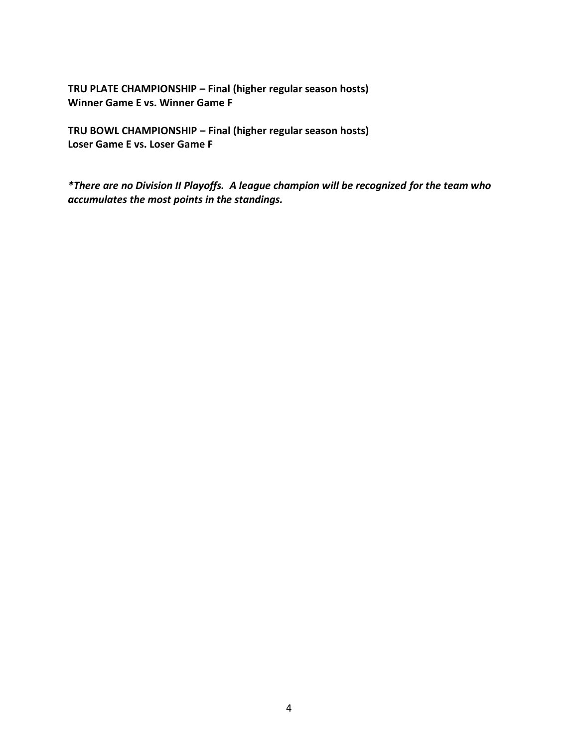**TRU PLATE CHAMPIONSHIP – Final (higher regular season hosts)**
**Winner Game E vs. Winner Game F**

**TRU BOWL CHAMPIONSHIP – Final (higher regular season hosts)**
**Loser Game E vs. Loser Game F**

***There are no Division II Playoffs. A league champion will be recognized for the team who accumulates the most points in the standings.***